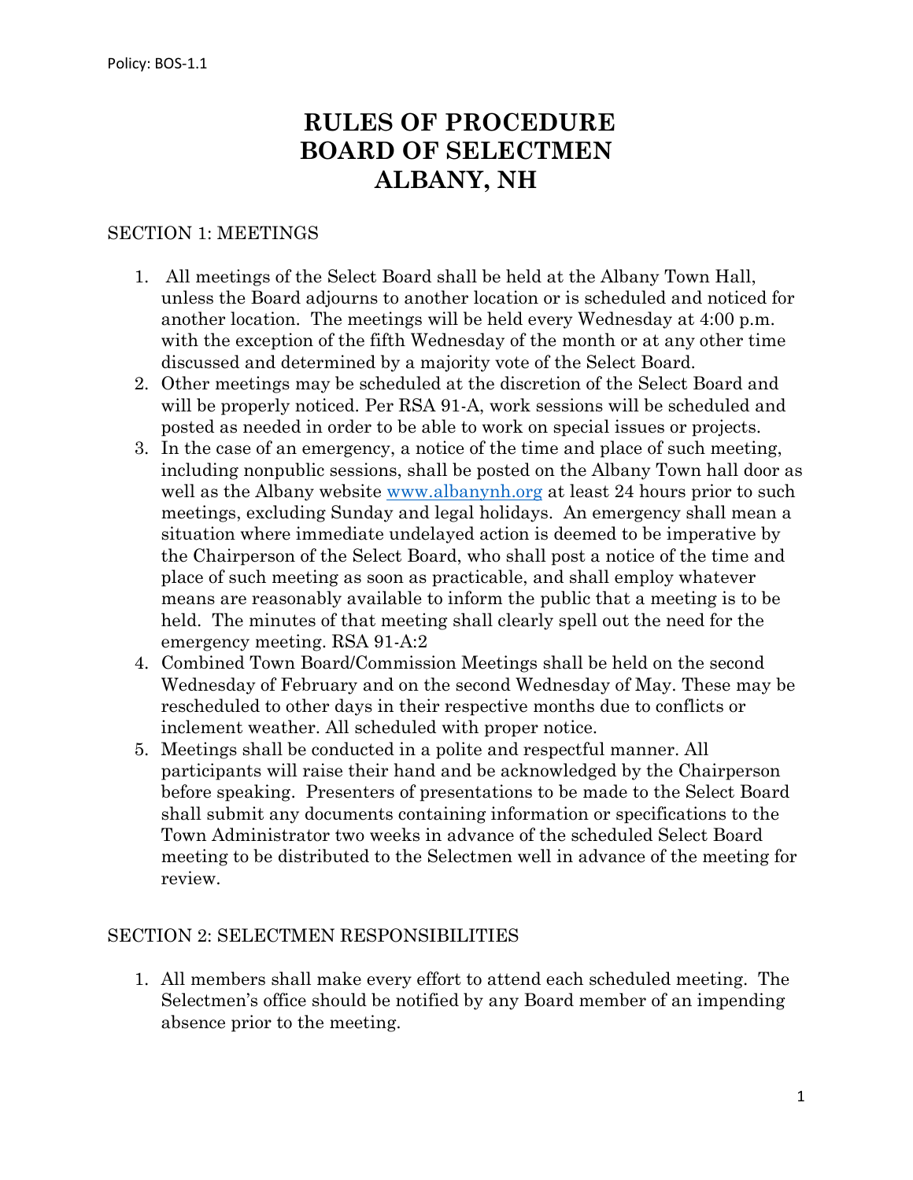Policy: BOS-1.1

# RULES OF PROCEDURE
# BOARD OF SELECTMEN
# ALBANY, NH

## SECTION 1: MEETINGS

1. All meetings of the Select Board shall be held at the Albany Town Hall, unless the Board adjourns to another location or is scheduled and noticed for another location. The meetings will be held every Wednesday at 4:00 p.m. with the exception of the fifth Wednesday of the month or at any other time discussed and determined by a majority vote of the Select Board.
2. Other meetings may be scheduled at the discretion of the Select Board and will be properly noticed. Per RSA 91-A, work sessions will be scheduled and posted as needed in order to be able to work on special issues or projects.
3. In the case of an emergency, a notice of the time and place of such meeting, including nonpublic sessions, shall be posted on the Albany Town hall door as well as the Albany website www.albanynh.org at least 24 hours prior to such meetings, excluding Sunday and legal holidays. An emergency shall mean a situation where immediate undelayed action is deemed to be imperative by the Chairperson of the Select Board, who shall post a notice of the time and place of such meeting as soon as practicable, and shall employ whatever means are reasonably available to inform the public that a meeting is to be held. The minutes of that meeting shall clearly spell out the need for the emergency meeting. RSA 91-A:2
4. Combined Town Board/Commission Meetings shall be held on the second Wednesday of February and on the second Wednesday of May. These may be rescheduled to other days in their respective months due to conflicts or inclement weather. All scheduled with proper notice.
5. Meetings shall be conducted in a polite and respectful manner. All participants will raise their hand and be acknowledged by the Chairperson before speaking. Presenters of presentations to be made to the Select Board shall submit any documents containing information or specifications to the Town Administrator two weeks in advance of the scheduled Select Board meeting to be distributed to the Selectmen well in advance of the meeting for review.

## SECTION 2: SELECTMEN RESPONSIBILITIES

1. All members shall make every effort to attend each scheduled meeting. The Selectmen's office should be notified by any Board member of an impending absence prior to the meeting.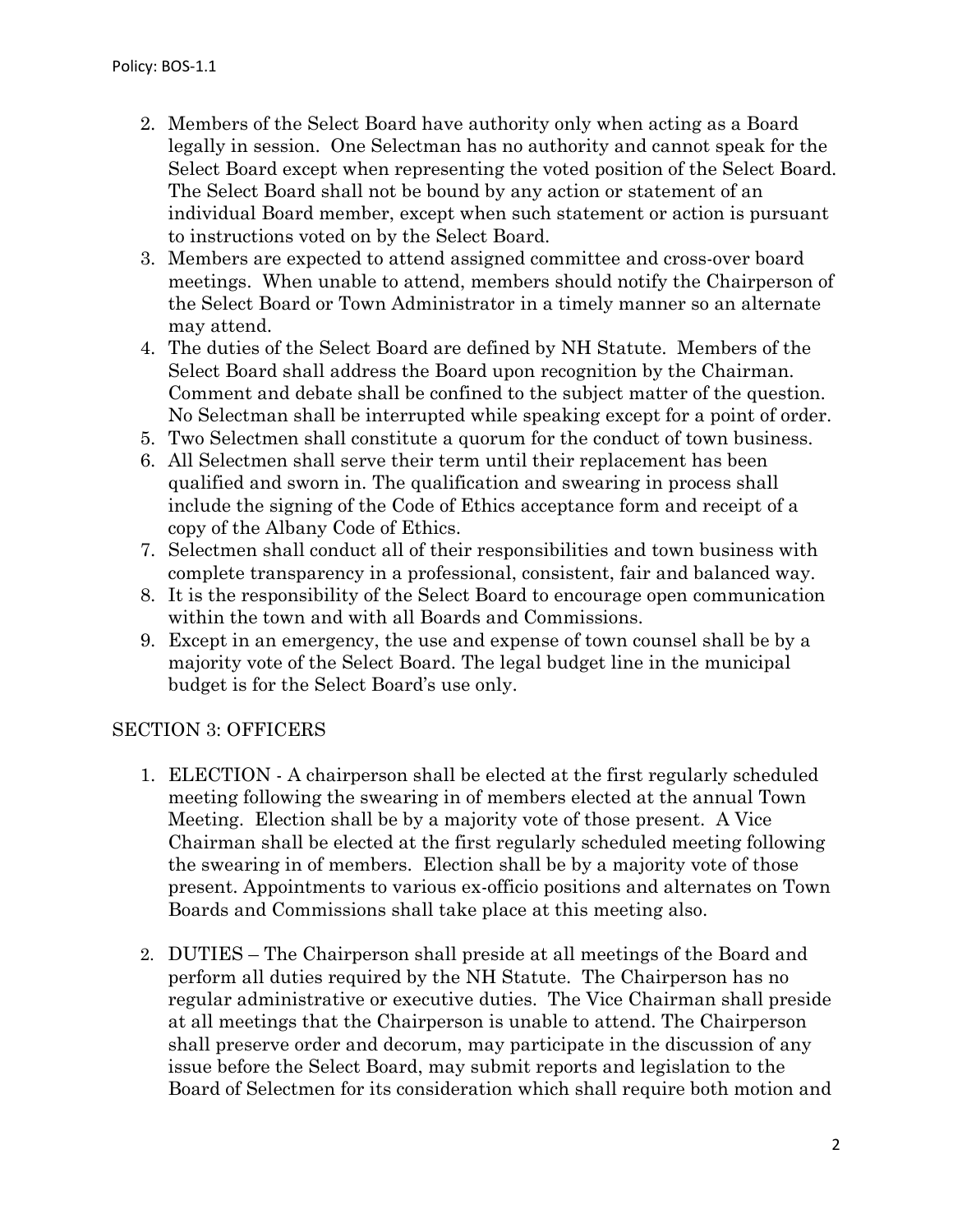2. Members of the Select Board have authority only when acting as a Board legally in session. One Selectman has no authority and cannot speak for the Select Board except when representing the voted position of the Select Board. The Select Board shall not be bound by any action or statement of an individual Board member, except when such statement or action is pursuant to instructions voted on by the Select Board.
3. Members are expected to attend assigned committee and cross-over board meetings. When unable to attend, members should notify the Chairperson of the Select Board or Town Administrator in a timely manner so an alternate may attend.
4. The duties of the Select Board are defined by NH Statute. Members of the Select Board shall address the Board upon recognition by the Chairman. Comment and debate shall be confined to the subject matter of the question. No Selectman shall be interrupted while speaking except for a point of order.
5. Two Selectmen shall constitute a quorum for the conduct of town business.
6. All Selectmen shall serve their term until their replacement has been qualified and sworn in. The qualification and swearing in process shall include the signing of the Code of Ethics acceptance form and receipt of a copy of the Albany Code of Ethics.
7. Selectmen shall conduct all of their responsibilities and town business with complete transparency in a professional, consistent, fair and balanced way.
8. It is the responsibility of the Select Board to encourage open communication within the town and with all Boards and Commissions.
9. Except in an emergency, the use and expense of town counsel shall be by a majority vote of the Select Board. The legal budget line in the municipal budget is for the Select Board's use only.

## SECTION 3: OFFICERS

1. ELECTION - A chairperson shall be elected at the first regularly scheduled meeting following the swearing in of members elected at the annual Town Meeting. Election shall be by a majority vote of those present. A Vice Chairman shall be elected at the first regularly scheduled meeting following the swearing in of members. Election shall be by a majority vote of those present. Appointments to various ex-officio positions and alternates on Town Boards and Commissions shall take place at this meeting also.

2. DUTIES – The Chairperson shall preside at all meetings of the Board and perform all duties required by the NH Statute. The Chairperson has no regular administrative or executive duties. The Vice Chairman shall preside at all meetings that the Chairperson is unable to attend. The Chairperson shall preserve order and decorum, may participate in the discussion of any issue before the Select Board, may submit reports and legislation to the Board of Selectmen for its consideration which shall require both motion and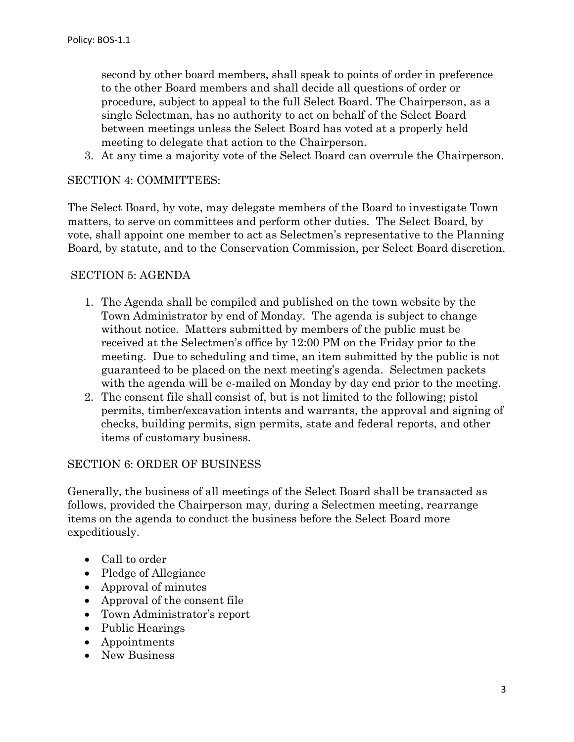second by other board members, shall speak to points of order in preference to the other Board members and shall decide all questions of order or procedure, subject to appeal to the full Select Board. The Chairperson, as a single Selectman, has no authority to act on behalf of the Select Board between meetings unless the Select Board has voted at a properly held meeting to delegate that action to the Chairperson.

3. At any time a majority vote of the Select Board can overrule the Chairperson.

## SECTION 4: COMMITTEES:

The Select Board, by vote, may delegate members of the Board to investigate Town matters, to serve on committees and perform other duties. The Select Board, by vote, shall appoint one member to act as Selectmen's representative to the Planning Board, by statute, and to the Conservation Commission, per Select Board discretion.

## SECTION 5: AGENDA

1. The Agenda shall be compiled and published on the town website by the Town Administrator by end of Monday. The agenda is subject to change without notice. Matters submitted by members of the public must be received at the Selectmen's office by 12:00 PM on the Friday prior to the meeting. Due to scheduling and time, an item submitted by the public is not guaranteed to be placed on the next meeting's agenda. Selectmen packets with the agenda will be e-mailed on Monday by day end prior to the meeting.
2. The consent file shall consist of, but is not limited to the following; pistol permits, timber/excavation intents and warrants, the approval and signing of checks, building permits, sign permits, state and federal reports, and other items of customary business.

## SECTION 6: ORDER OF BUSINESS

Generally, the business of all meetings of the Select Board shall be transacted as follows, provided the Chairperson may, during a Selectmen meeting, rearrange items on the agenda to conduct the business before the Select Board more expeditiously.

- Call to order
- Pledge of Allegiance
- Approval of minutes
- Approval of the consent file
- Town Administrator's report
- Public Hearings
- Appointments
- New Business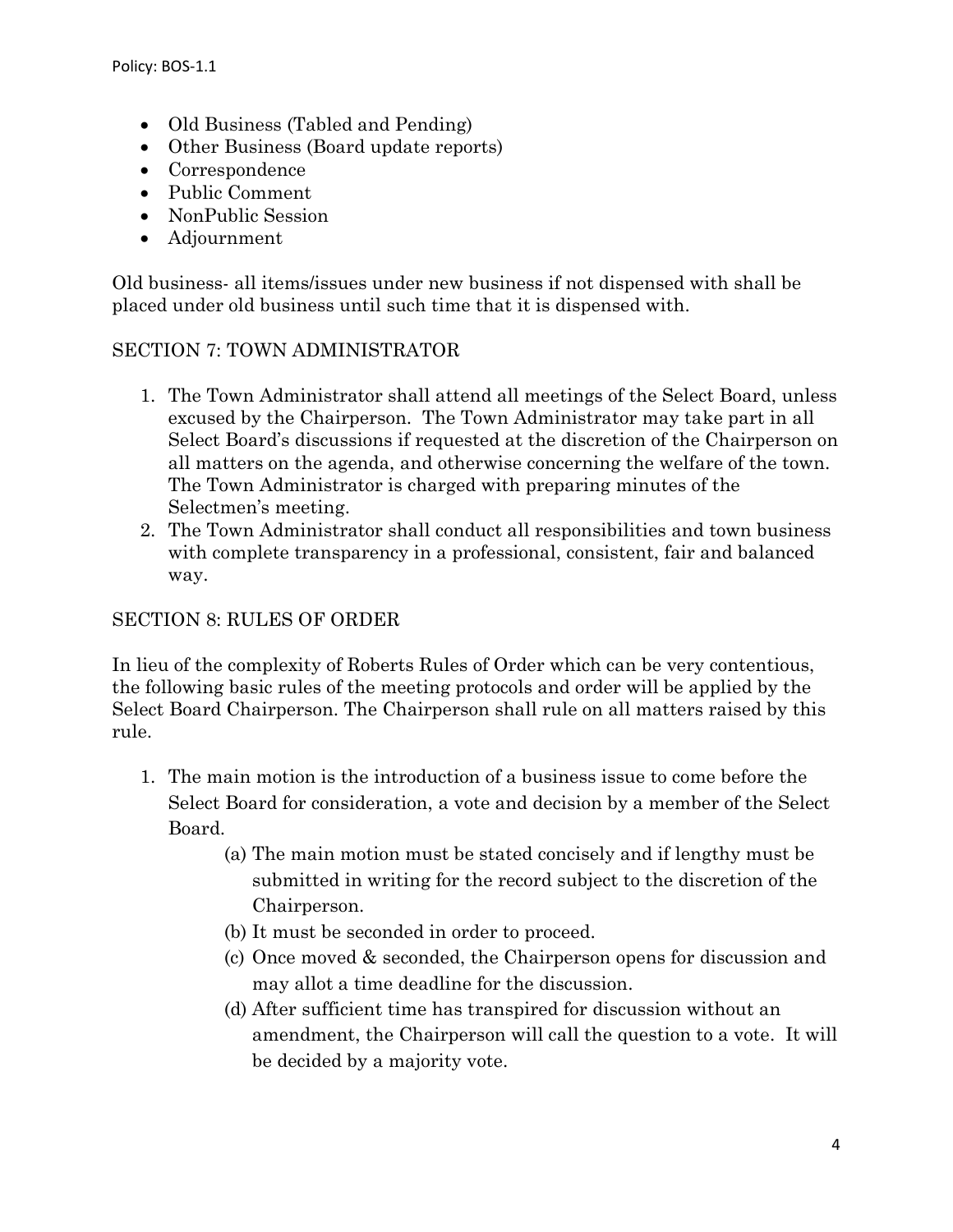- Old Business (Tabled and Pending)
- Other Business (Board update reports)
- Correspondence
- Public Comment
- NonPublic Session
- Adjournment

Old business- all items/issues under new business if not dispensed with shall be placed under old business until such time that it is dispensed with.

## SECTION 7: TOWN ADMINISTRATOR

1. The Town Administrator shall attend all meetings of the Select Board, unless excused by the Chairperson. The Town Administrator may take part in all Select Board's discussions if requested at the discretion of the Chairperson on all matters on the agenda, and otherwise concerning the welfare of the town. The Town Administrator is charged with preparing minutes of the Selectmen's meeting.
2. The Town Administrator shall conduct all responsibilities and town business with complete transparency in a professional, consistent, fair and balanced way.

## SECTION 8: RULES OF ORDER

In lieu of the complexity of Roberts Rules of Order which can be very contentious, the following basic rules of the meeting protocols and order will be applied by the Select Board Chairperson. The Chairperson shall rule on all matters raised by this rule.

1. The main motion is the introduction of a business issue to come before the Select Board for consideration, a vote and decision by a member of the Select Board.
   - (a) The main motion must be stated concisely and if lengthy must be submitted in writing for the record subject to the discretion of the Chairperson.
   - (b) It must be seconded in order to proceed.
   - (c) Once moved & seconded, the Chairperson opens for discussion and may allot a time deadline for the discussion.
   - (d) After sufficient time has transpired for discussion without an amendment, the Chairperson will call the question to a vote. It will be decided by a majority vote.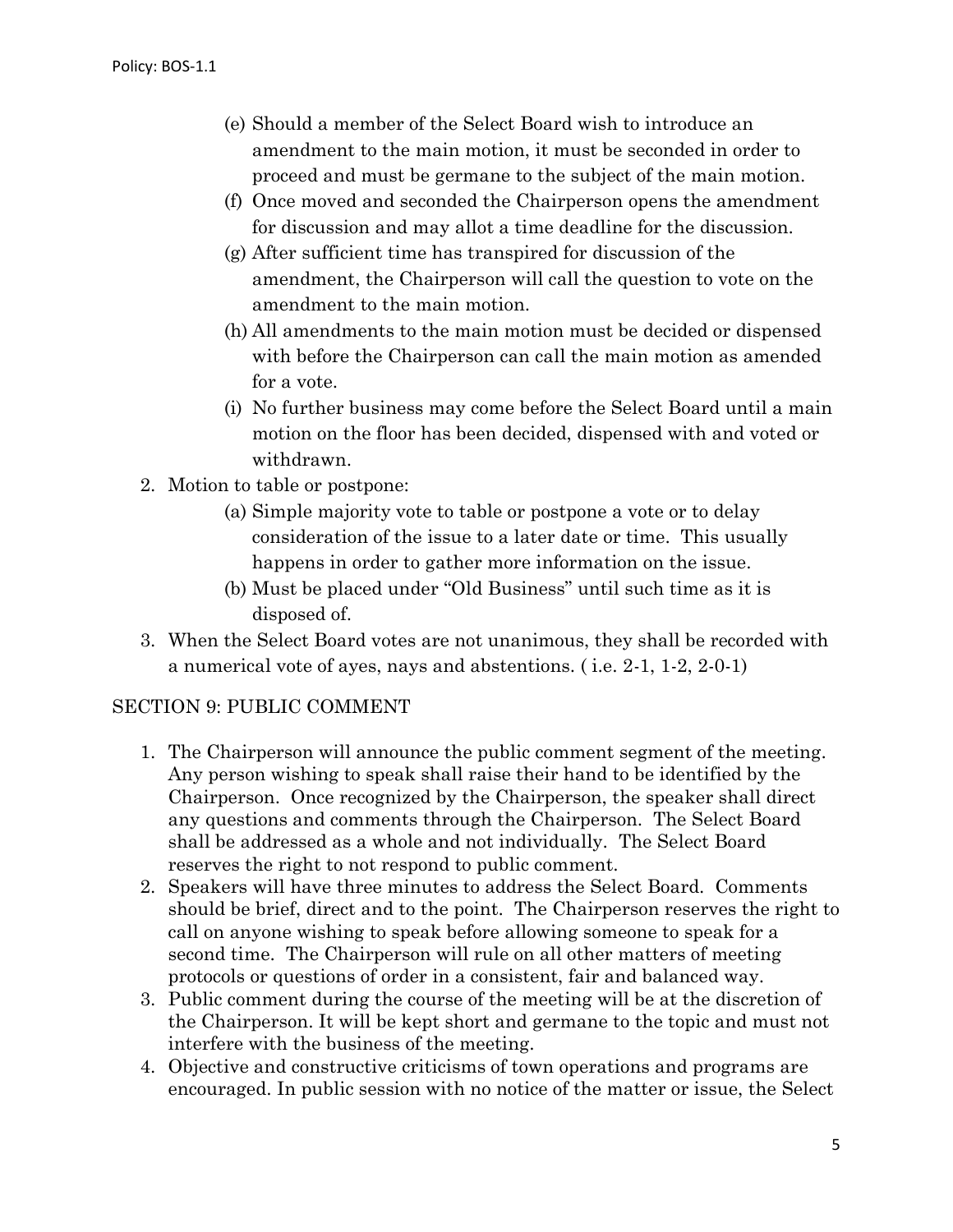(e) Should a member of the Select Board wish to introduce an amendment to the main motion, it must be seconded in order to proceed and must be germane to the subject of the main motion.

(f) Once moved and seconded the Chairperson opens the amendment for discussion and may allot a time deadline for the discussion.

(g) After sufficient time has transpired for discussion of the amendment, the Chairperson will call the question to vote on the amendment to the main motion.

(h) All amendments to the main motion must be decided or dispensed with before the Chairperson can call the main motion as amended for a vote.

(i) No further business may come before the Select Board until a main motion on the floor has been decided, dispensed with and voted or withdrawn.

2. Motion to table or postpone:
   (a) Simple majority vote to table or postpone a vote or to delay consideration of the issue to a later date or time. This usually happens in order to gather more information on the issue.
   (b) Must be placed under "Old Business" until such time as it is disposed of.
3. When the Select Board votes are not unanimous, they shall be recorded with a numerical vote of ayes, nays and abstentions. ( i.e. 2-1, 1-2, 2-0-1)

## SECTION 9: PUBLIC COMMENT

1. The Chairperson will announce the public comment segment of the meeting. Any person wishing to speak shall raise their hand to be identified by the Chairperson. Once recognized by the Chairperson, the speaker shall direct any questions and comments through the Chairperson. The Select Board shall be addressed as a whole and not individually. The Select Board reserves the right to not respond to public comment.
2. Speakers will have three minutes to address the Select Board. Comments should be brief, direct and to the point. The Chairperson reserves the right to call on anyone wishing to speak before allowing someone to speak for a second time. The Chairperson will rule on all other matters of meeting protocols or questions of order in a consistent, fair and balanced way.
3. Public comment during the course of the meeting will be at the discretion of the Chairperson. It will be kept short and germane to the topic and must not interfere with the business of the meeting.
4. Objective and constructive criticisms of town operations and programs are encouraged. In public session with no notice of the matter or issue, the Select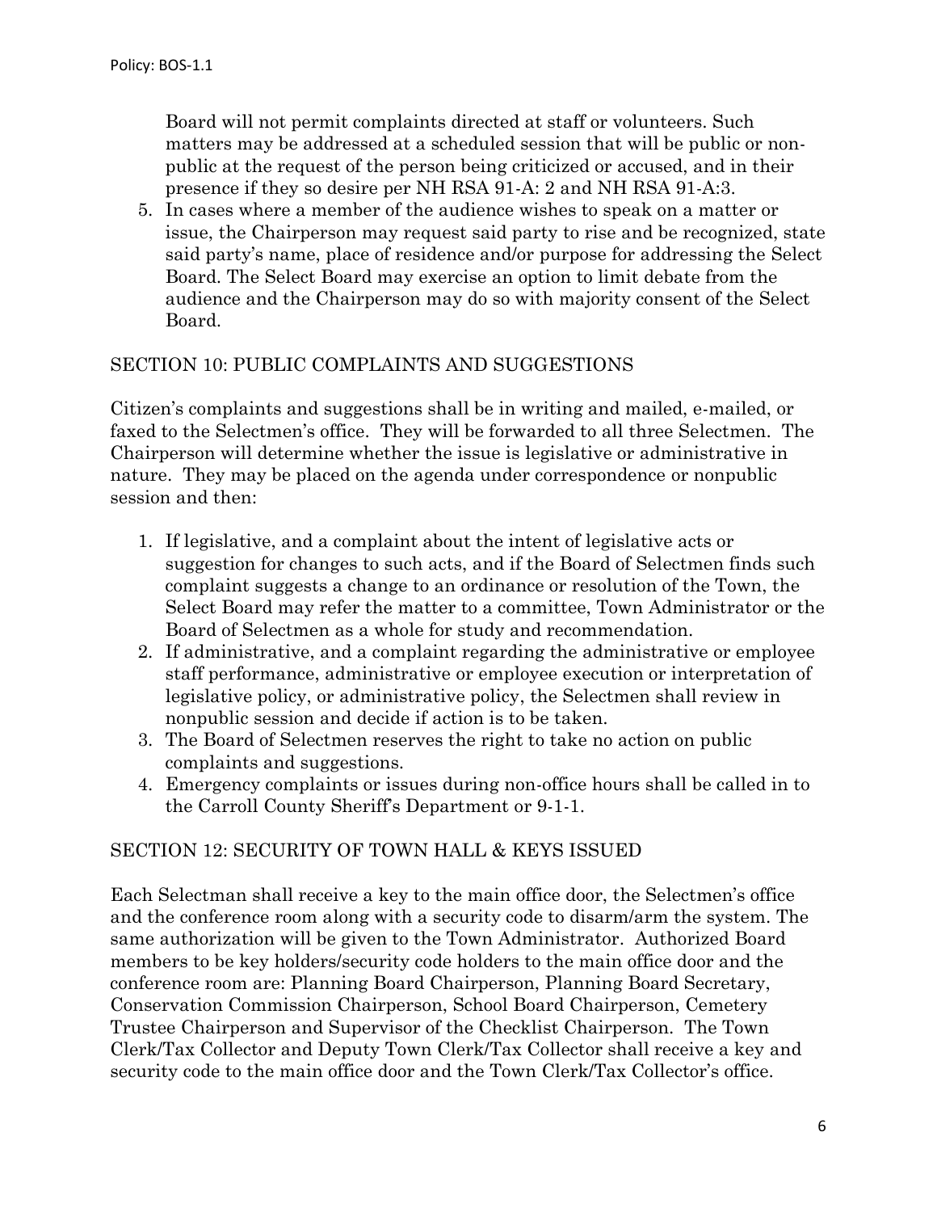Board will not permit complaints directed at staff or volunteers. Such matters may be addressed at a scheduled session that will be public or non-public at the request of the person being criticized or accused, and in their presence if they so desire per NH RSA 91-A: 2 and NH RSA 91-A:3.

5. In cases where a member of the audience wishes to speak on a matter or issue, the Chairperson may request said party to rise and be recognized, state said party's name, place of residence and/or purpose for addressing the Select Board. The Select Board may exercise an option to limit debate from the audience and the Chairperson may do so with majority consent of the Select Board.

## SECTION 10: PUBLIC COMPLAINTS AND SUGGESTIONS

Citizen's complaints and suggestions shall be in writing and mailed, e-mailed, or faxed to the Selectmen's office. They will be forwarded to all three Selectmen. The Chairperson will determine whether the issue is legislative or administrative in nature. They may be placed on the agenda under correspondence or nonpublic session and then:

1. If legislative, and a complaint about the intent of legislative acts or suggestion for changes to such acts, and if the Board of Selectmen finds such complaint suggests a change to an ordinance or resolution of the Town, the Select Board may refer the matter to a committee, Town Administrator or the Board of Selectmen as a whole for study and recommendation.
2. If administrative, and a complaint regarding the administrative or employee staff performance, administrative or employee execution or interpretation of legislative policy, or administrative policy, the Selectmen shall review in nonpublic session and decide if action is to be taken.
3. The Board of Selectmen reserves the right to take no action on public complaints and suggestions.
4. Emergency complaints or issues during non-office hours shall be called in to the Carroll County Sheriff's Department or 9-1-1.

## SECTION 12: SECURITY OF TOWN HALL & KEYS ISSUED

Each Selectman shall receive a key to the main office door, the Selectmen's office and the conference room along with a security code to disarm/arm the system. The same authorization will be given to the Town Administrator. Authorized Board members to be key holders/security code holders to the main office door and the conference room are: Planning Board Chairperson, Planning Board Secretary, Conservation Commission Chairperson, School Board Chairperson, Cemetery Trustee Chairperson and Supervisor of the Checklist Chairperson. The Town Clerk/Tax Collector and Deputy Town Clerk/Tax Collector shall receive a key and security code to the main office door and the Town Clerk/Tax Collector's office.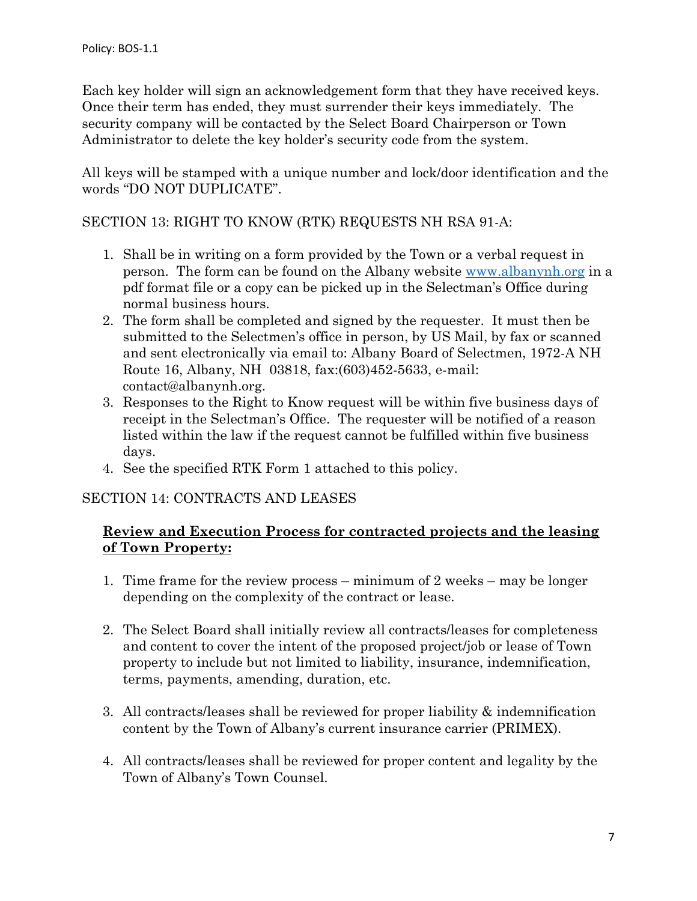Each key holder will sign an acknowledgement form that they have received keys. Once their term has ended, they must surrender their keys immediately. The security company will be contacted by the Select Board Chairperson or Town Administrator to delete the key holder's security code from the system.

All keys will be stamped with a unique number and lock/door identification and the words "DO NOT DUPLICATE".

SECTION 13: RIGHT TO KNOW (RTK) REQUESTS NH RSA 91-A:

1. Shall be in writing on a form provided by the Town or a verbal request in person. The form can be found on the Albany website www.albanynh.org in a pdf format file or a copy can be picked up in the Selectman's Office during normal business hours.
2. The form shall be completed and signed by the requester. It must then be submitted to the Selectmen's office in person, by US Mail, by fax or scanned and sent electronically via email to: Albany Board of Selectmen, 1972-A NH Route 16, Albany, NH 03818, fax:(603)452-5633, e-mail: contact@albanynh.org.
3. Responses to the Right to Know request will be within five business days of receipt in the Selectman's Office. The requester will be notified of a reason listed within the law if the request cannot be fulfilled within five business days.
4. See the specified RTK Form 1 attached to this policy.

SECTION 14: CONTRACTS AND LEASES

**Review and Execution Process for contracted projects and the leasing of Town Property:**

1. Time frame for the review process – minimum of 2 weeks – may be longer depending on the complexity of the contract or lease.

2. The Select Board shall initially review all contracts/leases for completeness and content to cover the intent of the proposed project/job or lease of Town property to include but not limited to liability, insurance, indemnification, terms, payments, amending, duration, etc.

3. All contracts/leases shall be reviewed for proper liability & indemnification content by the Town of Albany's current insurance carrier (PRIMEX).

4. All contracts/leases shall be reviewed for proper content and legality by the Town of Albany's Town Counsel.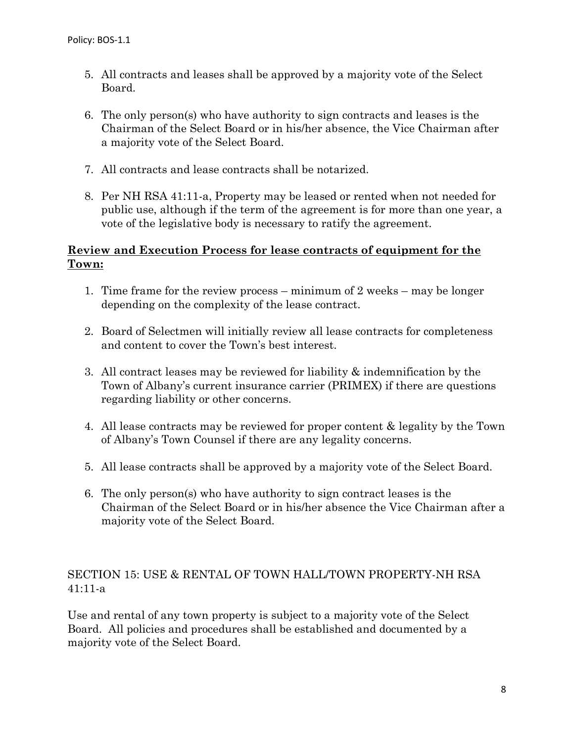5. All contracts and leases shall be approved by a majority vote of the Select Board.

6. The only person(s) who have authority to sign contracts and leases is the Chairman of the Select Board or in his/her absence, the Vice Chairman after a majority vote of the Select Board.

7. All contracts and lease contracts shall be notarized.

8. Per NH RSA 41:11-a, Property may be leased or rented when not needed for public use, although if the term of the agreement is for more than one year, a vote of the legislative body is necessary to ratify the agreement.

**<u>Review and Execution Process for lease contracts of equipment for the Town:</u>**

1. Time frame for the review process – minimum of 2 weeks – may be longer depending on the complexity of the lease contract.

2. Board of Selectmen will initially review all lease contracts for completeness and content to cover the Town's best interest.

3. All contract leases may be reviewed for liability & indemnification by the Town of Albany's current insurance carrier (PRIMEX) if there are questions regarding liability or other concerns.

4. All lease contracts may be reviewed for proper content & legality by the Town of Albany's Town Counsel if there are any legality concerns.

5. All lease contracts shall be approved by a majority vote of the Select Board.

6. The only person(s) who have authority to sign contract leases is the Chairman of the Select Board or in his/her absence the Vice Chairman after a majority vote of the Select Board.

## SECTION 15: USE & RENTAL OF TOWN HALL/TOWN PROPERTY-NH RSA 41:11-a

Use and rental of any town property is subject to a majority vote of the Select Board. All policies and procedures shall be established and documented by a majority vote of the Select Board.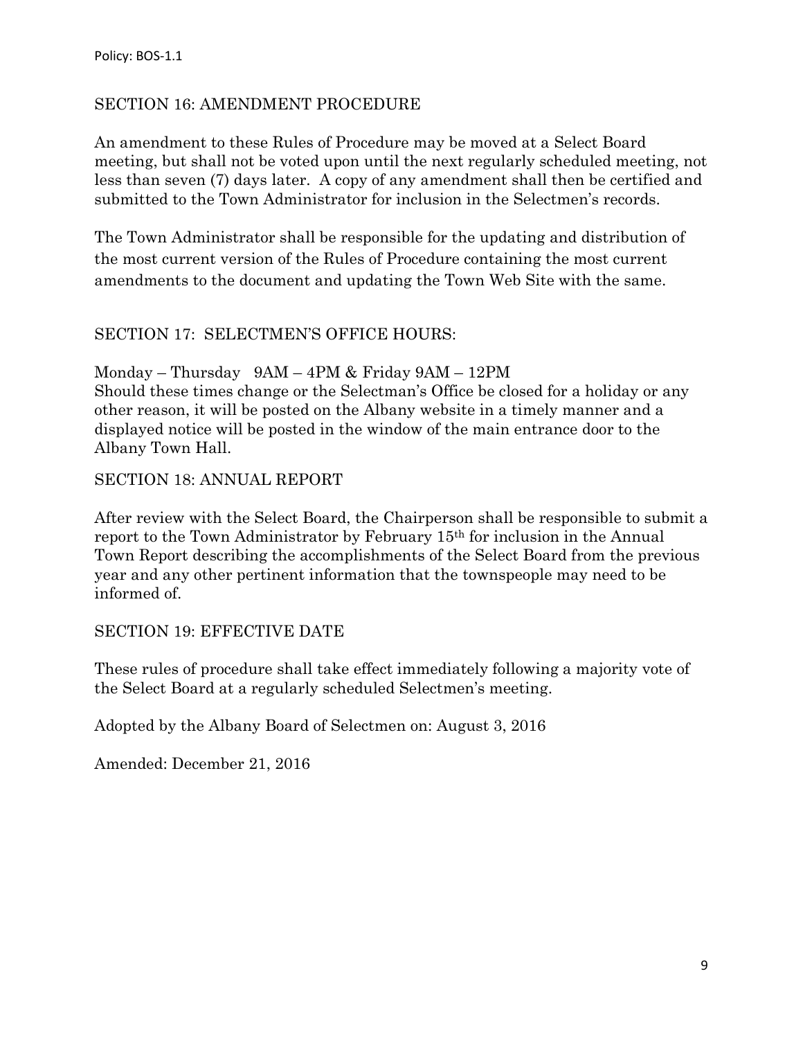## SECTION 16: AMENDMENT PROCEDURE

An amendment to these Rules of Procedure may be moved at a Select Board meeting, but shall not be voted upon until the next regularly scheduled meeting, not less than seven (7) days later. A copy of any amendment shall then be certified and submitted to the Town Administrator for inclusion in the Selectmen's records.

The Town Administrator shall be responsible for the updating and distribution of the most current version of the Rules of Procedure containing the most current amendments to the document and updating the Town Web Site with the same.

## SECTION 17: SELECTMEN'S OFFICE HOURS:

Monday – Thursday 9AM – 4PM & Friday 9AM – 12PM
Should these times change or the Selectman's Office be closed for a holiday or any other reason, it will be posted on the Albany website in a timely manner and a displayed notice will be posted in the window of the main entrance door to the Albany Town Hall.

## SECTION 18: ANNUAL REPORT

After review with the Select Board, the Chairperson shall be responsible to submit a report to the Town Administrator by February 15th for inclusion in the Annual Town Report describing the accomplishments of the Select Board from the previous year and any other pertinent information that the townspeople may need to be informed of.

## SECTION 19: EFFECTIVE DATE

These rules of procedure shall take effect immediately following a majority vote of the Select Board at a regularly scheduled Selectmen's meeting.

Adopted by the Albany Board of Selectmen on: August 3, 2016

Amended: December 21, 2016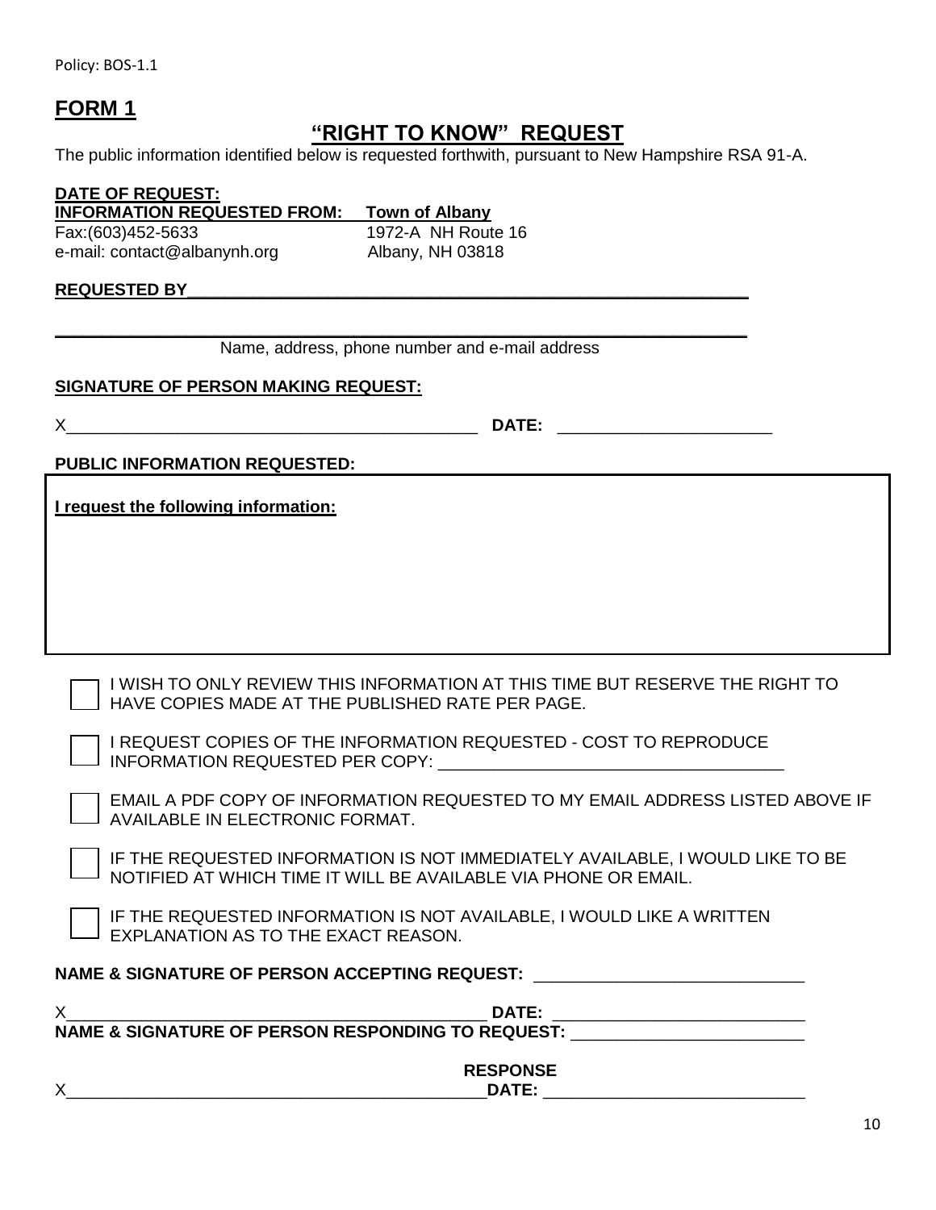Policy: BOS-1.1

## FORM 1

## "RIGHT TO KNOW" REQUEST

The public information identified below is requested forthwith, pursuant to New Hampshire RSA 91-A.

**DATE OF REQUEST:**

**INFORMATION REQUESTED FROM:** **Town of Albany**

Fax:(603)452-5633 — 1972-A NH Route 16

e-mail: contact@albanynh.org — Albany, NH 03818

**REQUESTED BY**_______________________________________________________________

_______________________________________________________________

Name, address, phone number and e-mail address

**SIGNATURE OF PERSON MAKING REQUEST:**

X_____________________________________________ **DATE:** _______________________

**PUBLIC INFORMATION REQUESTED:**

**I request the following information:**

- [ ] I WISH TO ONLY REVIEW THIS INFORMATION AT THIS TIME BUT RESERVE THE RIGHT TO HAVE COPIES MADE AT THE PUBLISHED RATE PER PAGE.
- [ ] I REQUEST COPIES OF THE INFORMATION REQUESTED - COST TO REPRODUCE INFORMATION REQUESTED PER COPY: ____________________________________
- [ ] EMAIL A PDF COPY OF INFORMATION REQUESTED TO MY EMAIL ADDRESS LISTED ABOVE IF AVAILABLE IN ELECTRONIC FORMAT.
- [ ] IF THE REQUESTED INFORMATION IS NOT IMMEDIATELY AVAILABLE, I WOULD LIKE TO BE NOTIFIED AT WHICH TIME IT WILL BE AVAILABLE VIA PHONE OR EMAIL.
- [ ] IF THE REQUESTED INFORMATION IS NOT AVAILABLE, I WOULD LIKE A WRITTEN EXPLANATION AS TO THE EXACT REASON.

**NAME & SIGNATURE OF PERSON ACCEPTING REQUEST:** ____________________________

X______________________________________________ **DATE:** __________________________

**NAME & SIGNATURE OF PERSON RESPONDING TO REQUEST:** ________________________

**RESPONSE**

X______________________________________________**DATE:** ____________________________